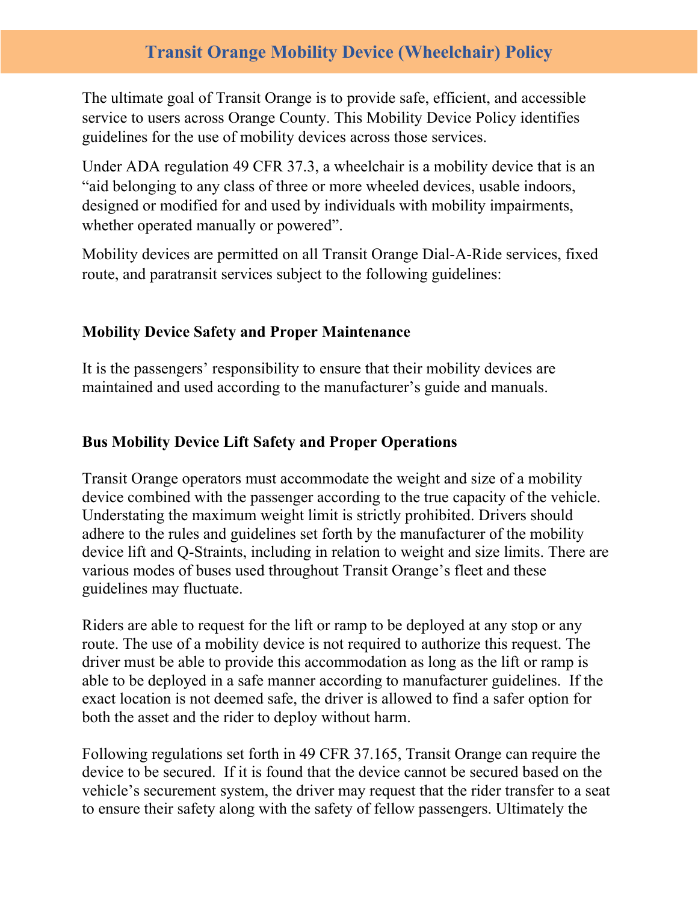# Transit Orange Mobility Device (Wheelchair) Policy

The ultimate goal of Transit Orange is to provide safe, efficient, and accessible service to users across Orange County. This Mobility Device Policy identifies guidelines for the use of mobility devices across those services.

Under ADA regulation 49 CFR 37.3, a wheelchair is a mobility device that is an "aid belonging to any class of three or more wheeled devices, usable indoors, designed or modified for and used by individuals with mobility impairments, whether operated manually or powered".

Mobility devices are permitted on all Transit Orange Dial-A-Ride services, fixed route, and paratransit services subject to the following guidelines:

**Mobility Device Safety and Proper Maintenance**

It is the passengers' responsibility to ensure that their mobility devices are maintained and used according to the manufacturer's guide and manuals.

**Bus Mobility Device Lift Safety and Proper Operations**

Transit Orange operators must accommodate the weight and size of a mobility device combined with the passenger according to the true capacity of the vehicle. Understating the maximum weight limit is strictly prohibited. Drivers should adhere to the rules and guidelines set forth by the manufacturer of the mobility device lift and Q-Straints, including in relation to weight and size limits. There are various modes of buses used throughout Transit Orange's fleet and these guidelines may fluctuate.

Riders are able to request for the lift or ramp to be deployed at any stop or any route. The use of a mobility device is not required to authorize this request. The driver must be able to provide this accommodation as long as the lift or ramp is able to be deployed in a safe manner according to manufacturer guidelines. If the exact location is not deemed safe, the driver is allowed to find a safer option for both the asset and the rider to deploy without harm.

Following regulations set forth in 49 CFR 37.165, Transit Orange can require the device to be secured. If it is found that the device cannot be secured based on the vehicle's securement system, the driver may request that the rider transfer to a seat to ensure their safety along with the safety of fellow passengers. Ultimately the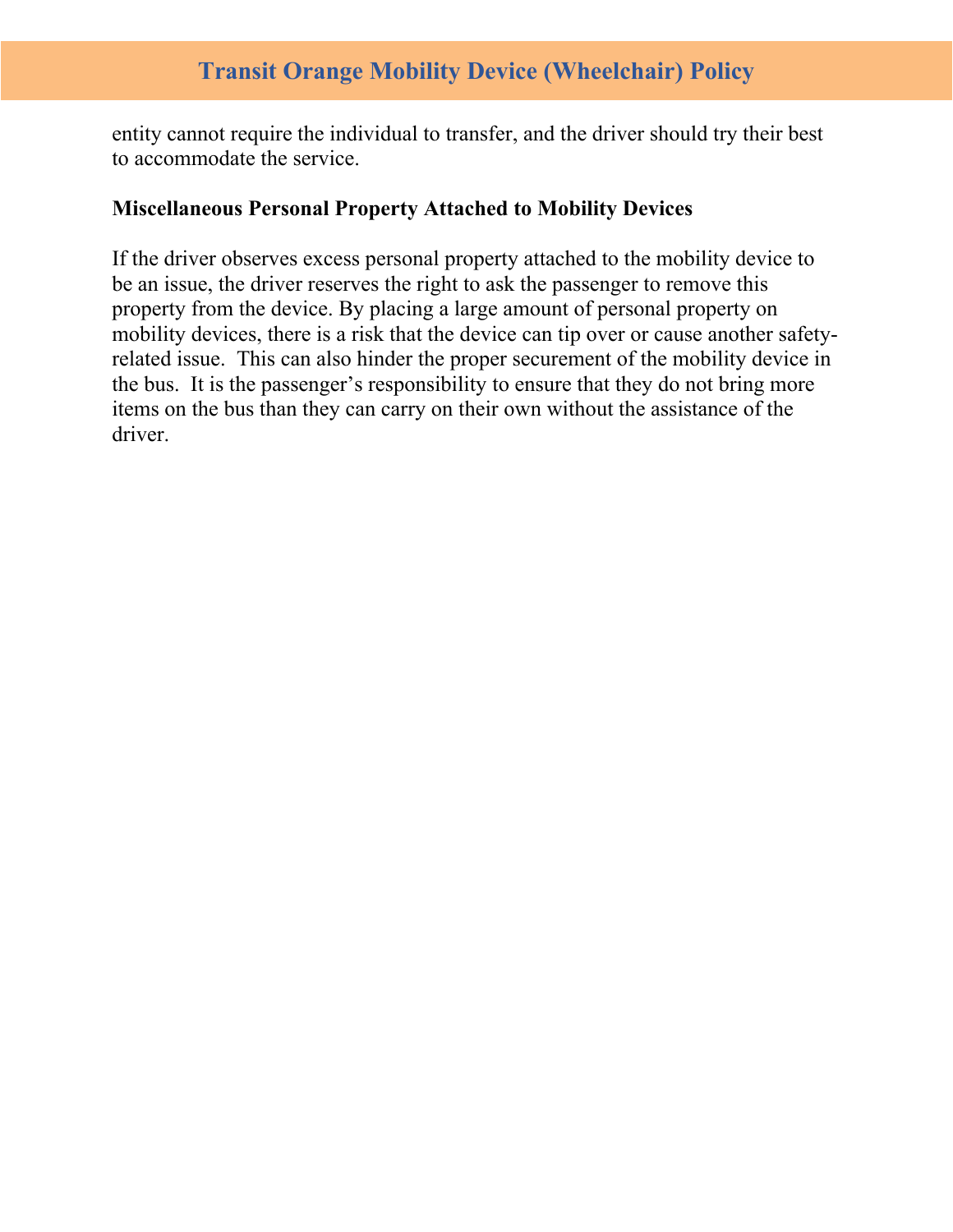entity cannot require the individual to transfer, and the driver should try their best to accommodate the service.

### Miscellaneous Personal Property Attached to Mobility Devices

If the driver observes excess personal property attached to the mobility device to be an issue, the driver reserves the right to ask the passenger to remove this property from the device. By placing a large amount of personal property on mobility devices, there is a risk that the device can tip over or cause another safety-related issue. This can also hinder the proper securement of the mobility device in the bus. It is the passenger's responsibility to ensure that they do not bring more items on the bus than they can carry on their own without the assistance of the driver.